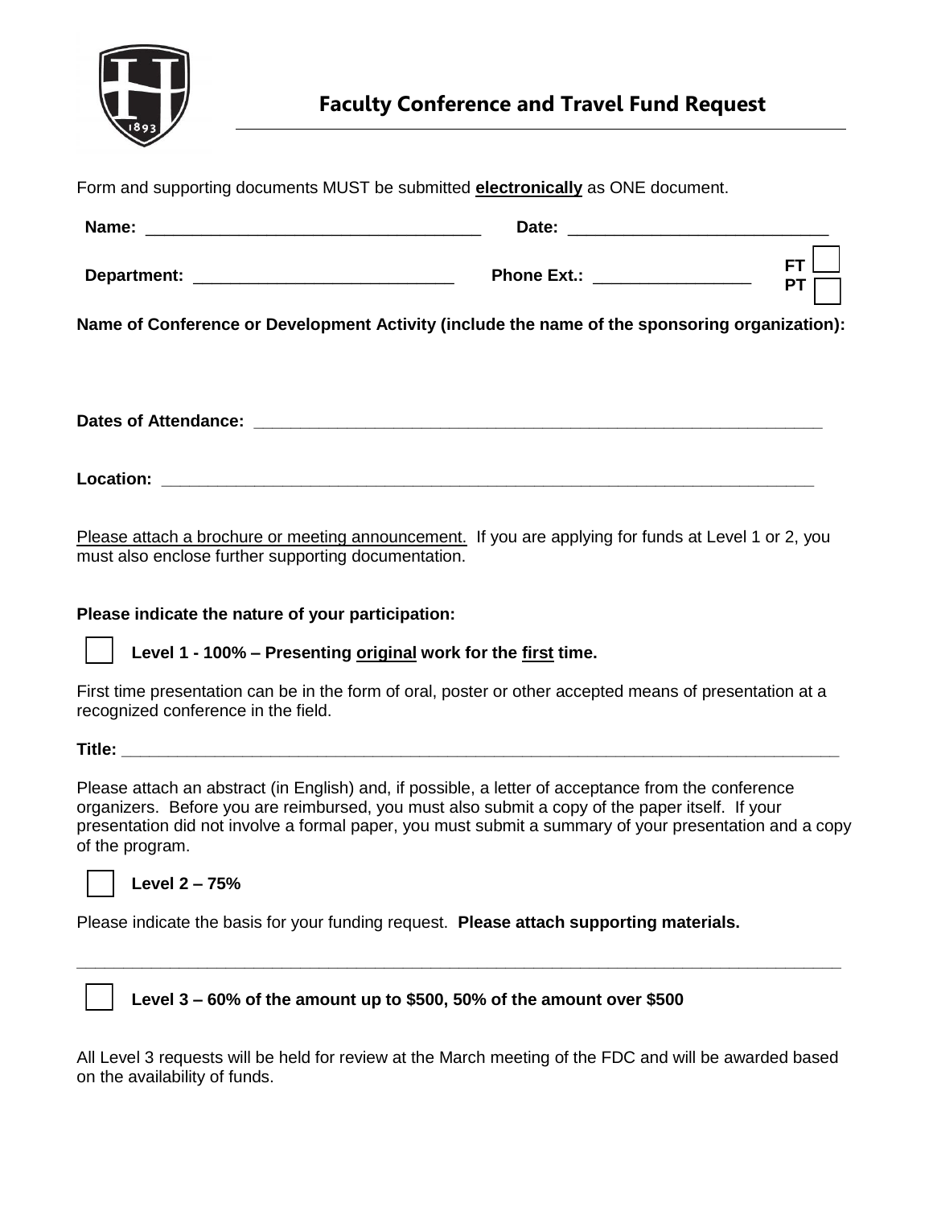# Faculty Conference and Travel Fund Request

Form and supporting documents MUST be submitted **electronically** as ONE document.

**Name:** ___________________________________ **Date:** ____________________________

**Department:** ____________________________ **Phone Ext.:** _________________ **FT** ☐ **PT** ☐

**Name of Conference or Development Activity (include the name of the sponsoring organization):**

**Dates of Attendance:** _______________________________________________________________

**Location:** _____________________________________________________________________

Please attach a brochure or meeting announcement. If you are applying for funds at Level 1 or 2, you must also enclose further supporting documentation.

**Please indicate the nature of your participation:**

☐ **Level 1 - 100% – Presenting original work for the first time.**

First time presentation can be in the form of oral, poster or other accepted means of presentation at a recognized conference in the field.

**Title:** ________________________________________________________________________________

Please attach an abstract (in English) and, if possible, a letter of acceptance from the conference organizers. Before you are reimbursed, you must also submit a copy of the paper itself. If your presentation did not involve a formal paper, you must submit a summary of your presentation and a copy of the program.

☐ **Level 2 – 75%**

Please indicate the basis for your funding request. **Please attach supporting materials.**

_____________________________________________________________________________________

☐ **Level 3 – 60% of the amount up to $500, 50% of the amount over $500**

All Level 3 requests will be held for review at the March meeting of the FDC and will be awarded based on the availability of funds.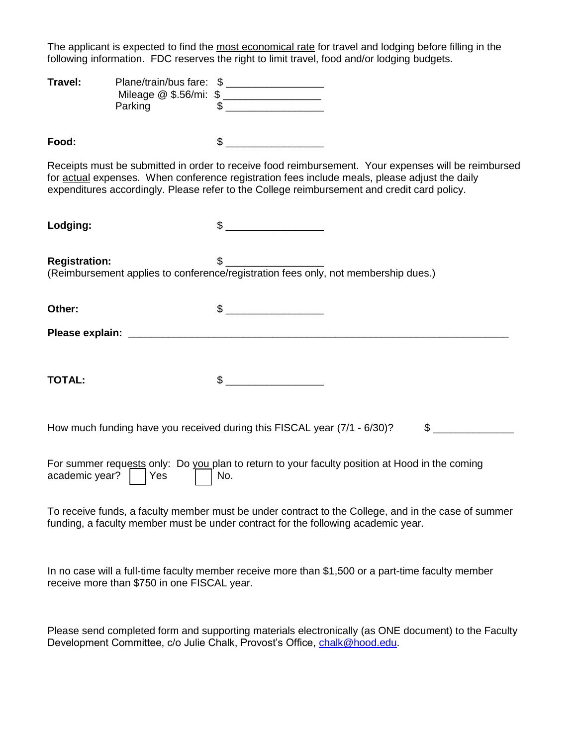The applicant is expected to find the most economical rate for travel and lodging before filling in the following information. FDC reserves the right to limit travel, food and/or lodging budgets.

**Travel:** Plane/train/bus fare: $ ________________
Mileage @ $.56/mi: $ ________________
Parking $ ________________

**Food:** $ ________________

Receipts must be submitted in order to receive food reimbursement. Your expenses will be reimbursed for actual expenses. When conference registration fees include meals, please adjust the daily expenditures accordingly. Please refer to the College reimbursement and credit card policy.

**Lodging:** $ ________________

**Registration:** $ ________________
(Reimbursement applies to conference/registration fees only, not membership dues.)

**Other:** $ ________________

**Please explain:** ______________________________________________________________

**TOTAL:** $ ________________

How much funding have you received during this FISCAL year (7/1 - 6/30)? $ ______________

For summer requests only: Do you plan to return to your faculty position at Hood in the coming academic year? ☐ Yes ☐ No.

To receive funds, a faculty member must be under contract to the College, and in the case of summer funding, a faculty member must be under contract for the following academic year.

In no case will a full-time faculty member receive more than $1,500 or a part-time faculty member receive more than $750 in one FISCAL year.

Please send completed form and supporting materials electronically (as ONE document) to the Faculty Development Committee, c/o Julie Chalk, Provost's Office, chalk@hood.edu.